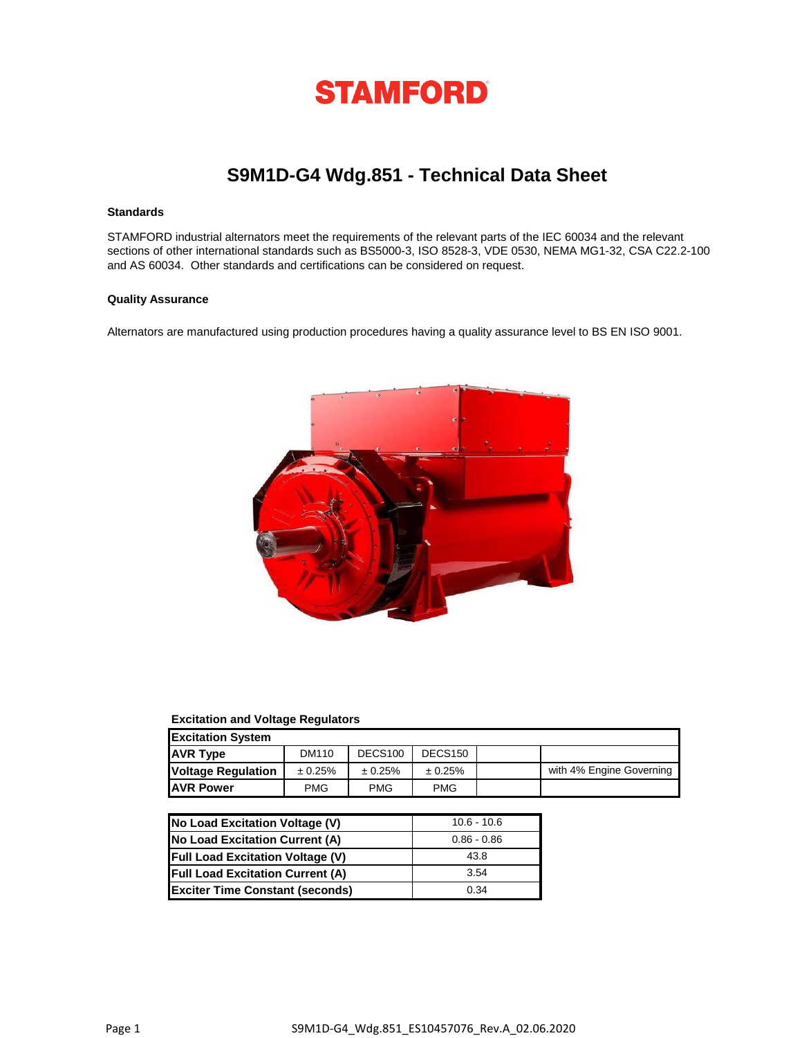# STAMFORD

## S9M1D-G4 Wdg.851 - Technical Data Sheet

### Standards

STAMFORD industrial alternators meet the requirements of the relevant parts of the IEC 60034 and the relevant sections of other international standards such as BS5000-3, ISO 8528-3, VDE 0530, NEMA MG1-32, CSA C22.2-100 and AS 60034. Other standards and certifications can be considered on request.

### Quality Assurance

Alternators are manufactured using production procedures having a quality assurance level to BS EN ISO 9001.

### Excitation and Voltage Regulators

| Excitation System | | | | | |
|---|---|---|---|---|---|
| AVR Type | DM110 | DECS100 | DECS150 | | |
| Voltage Regulation | ± 0.25% | ± 0.25% | ± 0.25% | | with 4% Engine Governing |
| AVR Power | PMG | PMG | PMG | | |

| | |
|---|---|
| No Load Excitation Voltage (V) | 10.6 - 10.6 |
| No Load Excitation Current (A) | 0.86 - 0.86 |
| Full Load Excitation Voltage (V) | 43.8 |
| Full Load Excitation Current (A) | 3.54 |
| Exciter Time Constant (seconds) | 0.34 |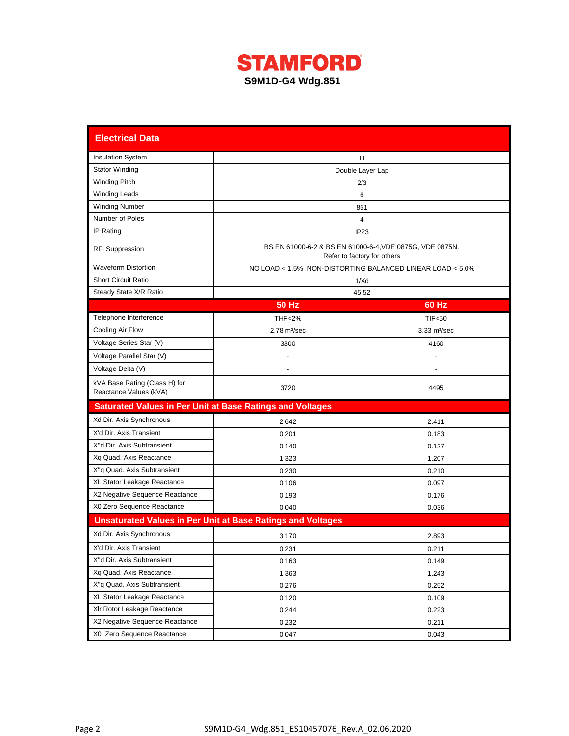# STAMFORD

## S9M1D-G4 Wdg.851

## Electrical Data

| | |
|---|---|
| Insulation System | H |
| Stator Winding | Double Layer Lap |
| Winding Pitch | 2/3 |
| Winding Leads | 6 |
| Winding Number | 851 |
| Number of Poles | 4 |
| IP Rating | IP23 |
| RFI Suppression | BS EN 61000-6-2 & BS EN 61000-6-4,VDE 0875G, VDE 0875N. Refer to factory for others |
| Waveform Distortion | NO LOAD < 1.5% NON-DISTORTING BALANCED LINEAR LOAD < 5.0% |
| Short Circuit Ratio | 1/Xd |
| Steady State X/R Ratio | 45.52 |

| | 50 Hz | 60 Hz |
|---|---|---|
| Telephone Interference | THF<2% | TIF<50 |
| Cooling Air Flow | 2.78 m³/sec | 3.33 m³/sec |
| Voltage Series Star (V) | 3300 | 4160 |
| Voltage Parallel Star (V) | - | - |
| Voltage Delta (V) | - | - |
| kVA Base Rating (Class H) for Reactance Values (kVA) | 3720 | 4495 |
| **Saturated Values in Per Unit at Base Ratings and Voltages** | | |
| Xd Dir. Axis Synchronous | 2.642 | 2.411 |
| X'd Dir. Axis Transient | 0.201 | 0.183 |
| X"d Dir. Axis Subtransient | 0.140 | 0.127 |
| Xq Quad. Axis Reactance | 1.323 | 1.207 |
| X"q Quad. Axis Subtransient | 0.230 | 0.210 |
| XL Stator Leakage Reactance | 0.106 | 0.097 |
| X2 Negative Sequence Reactance | 0.193 | 0.176 |
| X0 Zero Sequence Reactance | 0.040 | 0.036 |
| **Unsaturated Values in Per Unit at Base Ratings and Voltages** | | |
| Xd Dir. Axis Synchronous | 3.170 | 2.893 |
| X'd Dir. Axis Transient | 0.231 | 0.211 |
| X"d Dir. Axis Subtransient | 0.163 | 0.149 |
| Xq Quad. Axis Reactance | 1.363 | 1.243 |
| X"q Quad. Axis Subtransient | 0.276 | 0.252 |
| XL Stator Leakage Reactance | 0.120 | 0.109 |
| Xlr Rotor Leakage Reactance | 0.244 | 0.223 |
| X2 Negative Sequence Reactance | 0.232 | 0.211 |
| X0 Zero Sequence Reactance | 0.047 | 0.043 |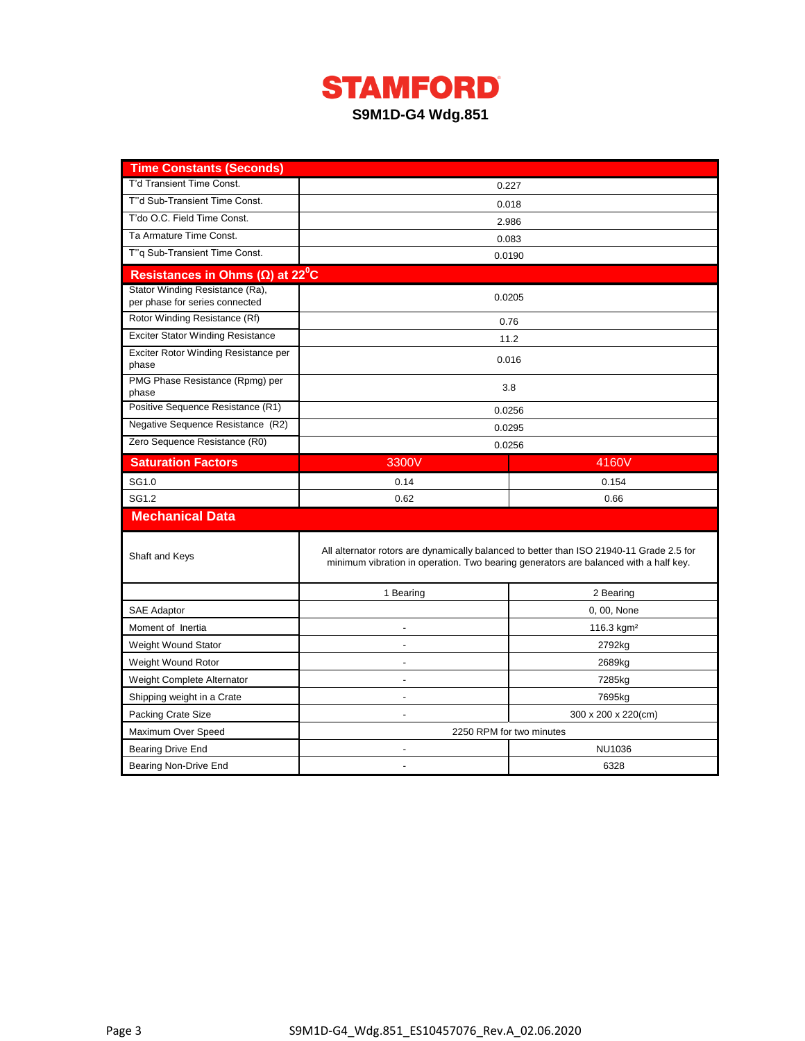# STAMFORD

## S9M1D-G4 Wdg.851

| Time Constants (Seconds) | | |
|---|---|---|
| T'd Transient Time Const. | 0.227 | |
| T''d Sub-Transient Time Const. | 0.018 | |
| T'do O.C. Field Time Const. | 2.986 | |
| Ta Armature Time Const. | 0.083 | |
| T''q Sub-Transient Time Const. | 0.0190 | |
| **Resistances in Ohms (Ω) at 22$^0$C** | | |
| Stator Winding Resistance (Ra), per phase for series connected | 0.0205 | |
| Rotor Winding Resistance (Rf) | 0.76 | |
| Exciter Stator Winding Resistance | 11.2 | |
| Exciter Rotor Winding Resistance per phase | 0.016 | |
| PMG Phase Resistance (Rpmg) per phase | 3.8 | |
| Positive Sequence Resistance (R1) | 0.0256 | |
| Negative Sequence Resistance (R2) | 0.0295 | |
| Zero Sequence Resistance (R0) | 0.0256 | |
| **Saturation Factors** | **3300V** | **4160V** |
| SG1.0 | 0.14 | 0.154 |
| SG1.2 | 0.62 | 0.66 |
| **Mechanical Data** | | |
| Shaft and Keys | All alternator rotors are dynamically balanced to better than ISO 21940-11 Grade 2.5 for minimum vibration in operation. Two bearing generators are balanced with a half key. | |
| | 1 Bearing | 2 Bearing |
| SAE Adaptor | | 0, 00, None |
| Moment of Inertia | - | 116.3 kgm² |
| Weight Wound Stator | - | 2792kg |
| Weight Wound Rotor | - | 2689kg |
| Weight Complete Alternator | - | 7285kg |
| Shipping weight in a Crate | - | 7695kg |
| Packing Crate Size | - | 300 x 200 x 220(cm) |
| Maximum Over Speed | 2250 RPM for two minutes | |
| Bearing Drive End | - | NU1036 |
| Bearing Non-Drive End | - | 6328 |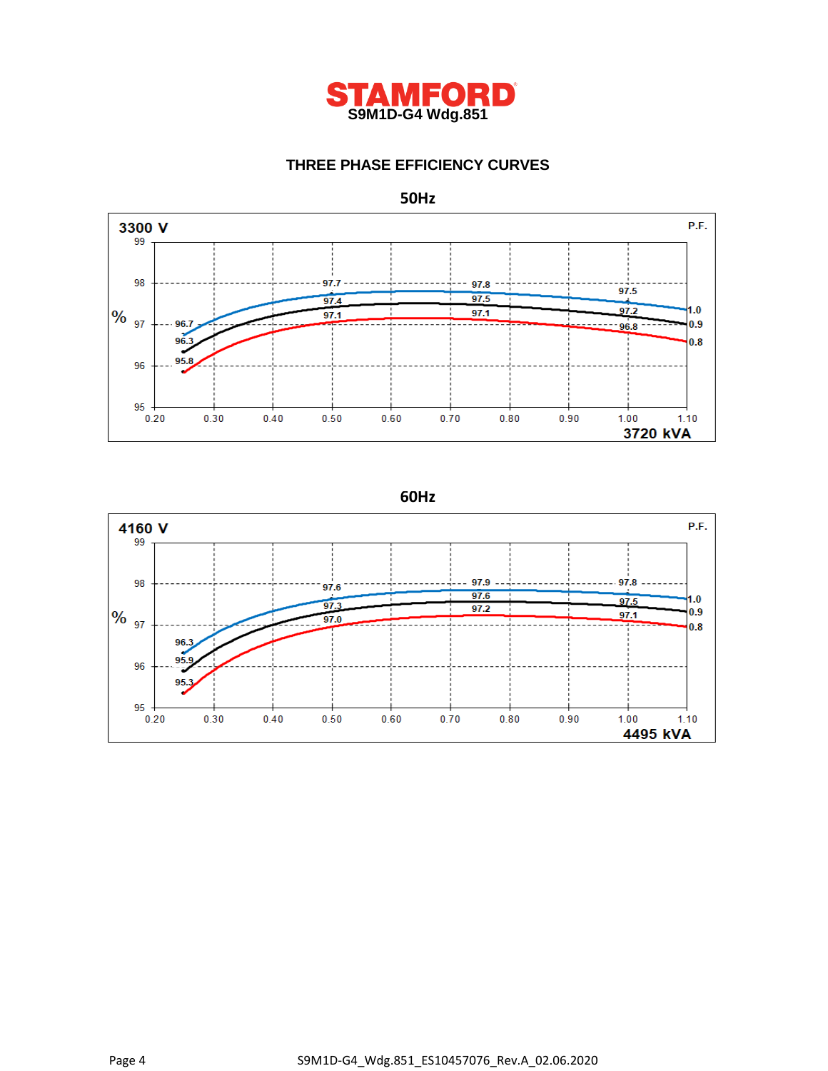# STAMFORD

**S9M1D-G4 Wdg.851**

## THREE PHASE EFFICIENCY CURVES

### 50Hz

**3300 V** — P.F.

| P.F. | 0.25 | 0.50 | 0.75 | 1.00 |
|---|---|---|---|---|
| 1.0 | 96.7 | 97.7 | 97.8 | 97.5 |
| 0.9 | 96.3 | 97.4 | 97.5 | 97.2 |
| 0.8 | 95.8 | 97.1 | 97.1 | 96.8 |

Efficiency (%) vs. load (0.20 – 1.10 × 3720 kVA)

**3720 kVA**

### 60Hz

**4160 V** — P.F.

| P.F. | 0.25 | 0.50 | 0.75 | 1.00 |
|---|---|---|---|---|
| 1.0 | 96.3 | 97.6 | 97.9 | 97.8 |
| 0.9 | 95.9 | 97.3 | 97.6 | 97.5 |
| 0.8 | 95.3 | 97.0 | 97.2 | 97.1 |

Efficiency (%) vs. load (0.20 – 1.10 × 4495 kVA)

**4495 kVA**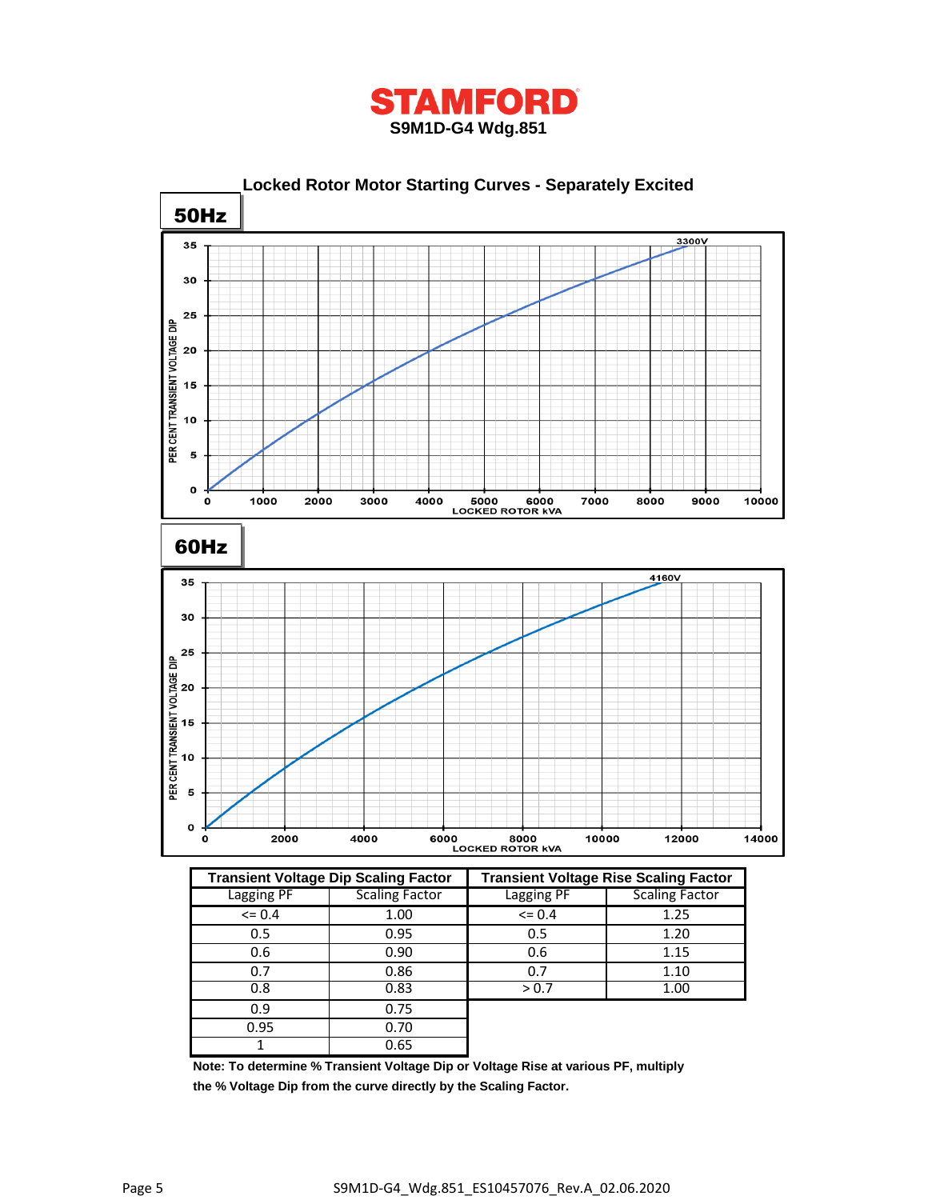# STAMFORD

**S9M1D-G4 Wdg.851**

## Locked Rotor Motor Starting Curves - Separately Excited

### 50Hz

PER CENT TRANSIENT VOLTAGE DIP vs LOCKED ROTOR kVA

3300V

### 60Hz

PER CENT TRANSIENT VOLTAGE DIP vs LOCKED ROTOR kVA

4160V

| Transient Voltage Dip Scaling Factor | | Transient Voltage Rise Scaling Factor | |
|---|---|---|---|
| Lagging PF | Scaling Factor | Lagging PF | Scaling Factor |
| <= 0.4 | 1.00 | <= 0.4 | 1.25 |
| 0.5 | 0.95 | 0.5 | 1.20 |
| 0.6 | 0.90 | 0.6 | 1.15 |
| 0.7 | 0.86 | 0.7 | 1.10 |
| 0.8 | 0.83 | > 0.7 | 1.00 |
| 0.9 | 0.75 | | |
| 0.95 | 0.70 | | |
| 1 | 0.65 | | |

**Note: To determine % Transient Voltage Dip or Voltage Rise at various PF, multiply the % Voltage Dip from the curve directly by the Scaling Factor.**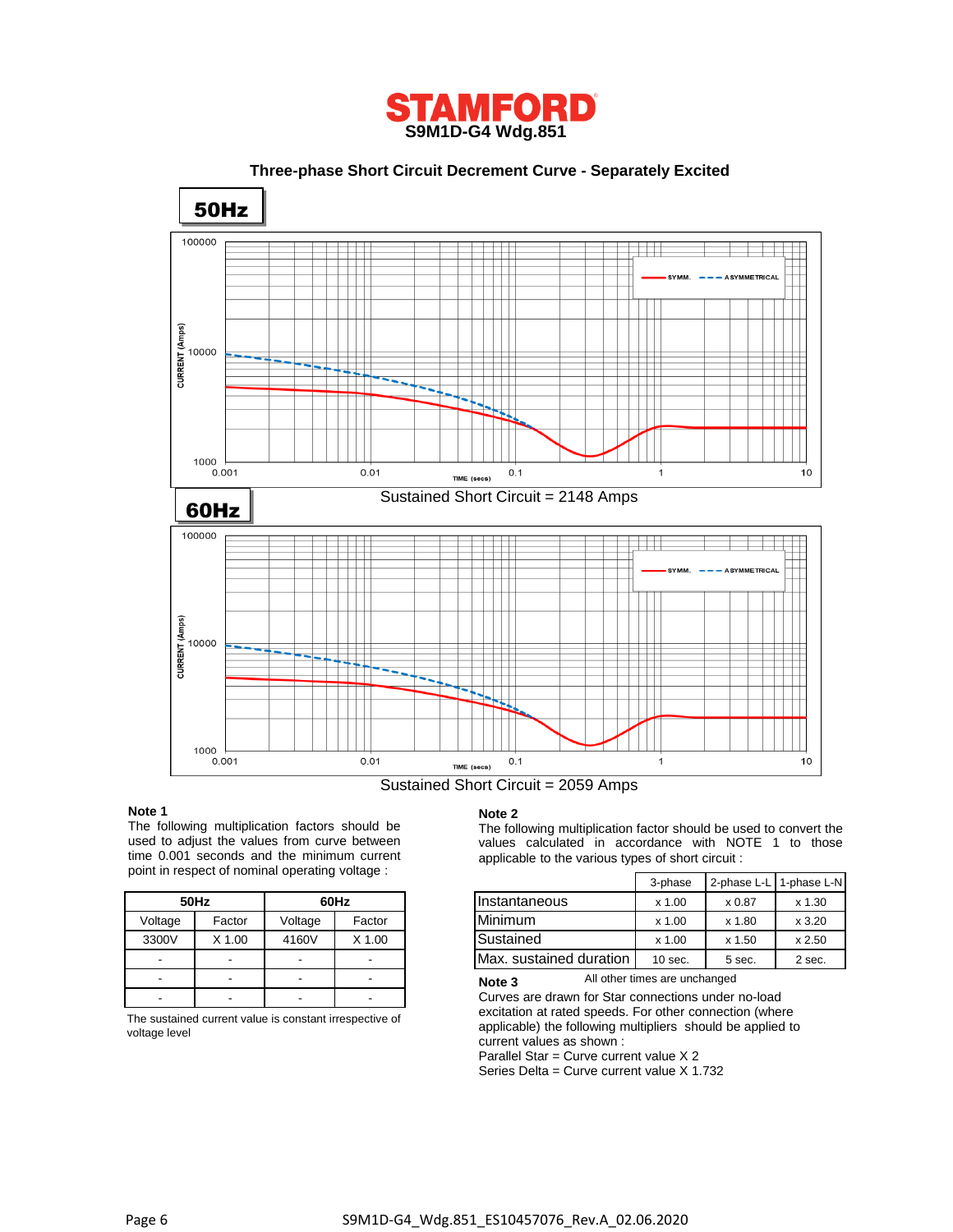# STAMFORD

**S9M1D-G4 Wdg.851**

## Three-phase Short Circuit Decrement Curve - Separately Excited

### 50Hz

Sustained Short Circuit = 2148 Amps

### 60Hz

Sustained Short Circuit = 2059 Amps

**Note 1**

The following multiplication factors should be used to adjust the values from curve between time 0.001 seconds and the minimum current point in respect of nominal operating voltage :

| 50Hz | | 60Hz | |
|---|---|---|---|
| Voltage | Factor | Voltage | Factor |
| 3300V | X 1.00 | 4160V | X 1.00 |
| - | - | - | - |
| - | - | - | - |
| - | - | - | - |

The sustained current value is constant irrespective of voltage level

**Note 2**

The following multiplication factor should be used to convert the values calculated in accordance with NOTE 1 to those applicable to the various types of short circuit :

| | 3-phase | 2-phase L-L | 1-phase L-N |
|---|---|---|---|
| Instantaneous | x 1.00 | x 0.87 | x 1.30 |
| Minimum | x 1.00 | x 1.80 | x 3.20 |
| Sustained | x 1.00 | x 1.50 | x 2.50 |
| Max. sustained duration | 10 sec. | 5 sec. | 2 sec. |

All other times are unchanged

**Note 3**

Curves are drawn for Star connections under no-load excitation at rated speeds. For other connection (where applicable) the following multipliers should be applied to current values as shown :

Parallel Star = Curve current value X 2

Series Delta = Curve current value X 1.732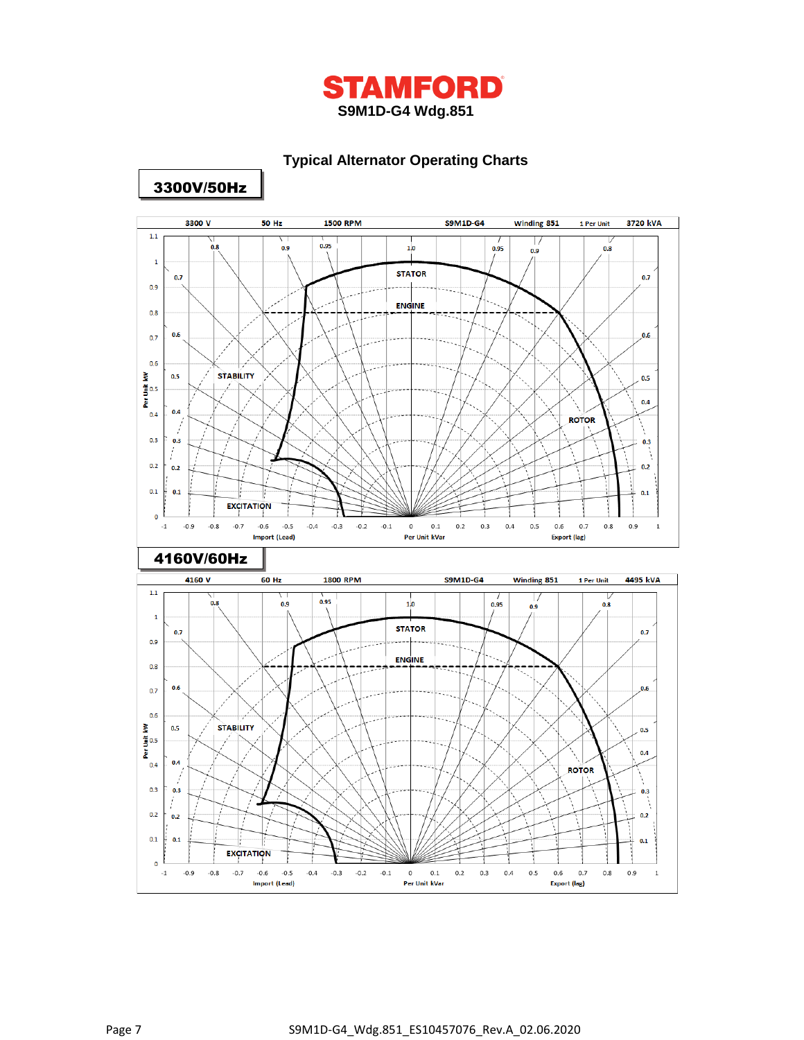# STAMFORD

**S9M1D-G4 Wdg.851**

## Typical Alternator Operating Charts

### 3300V/50Hz

3300 V | 50 Hz | 1500 RPM | S9M1D-G4 | Winding 851 | 1 Per Unit | 3720 kVA

STATOR, ENGINE, STABILITY, ROTOR, EXCITATION

Per Unit kW; Import (Lead); Per Unit kVar; Export (lag)

### 4160V/60Hz

4160 V | 60 Hz | 1800 RPM | S9M1D-G4 | Winding 851 | 1 Per Unit | 4495 kVA

STATOR, ENGINE, STABILITY, ROTOR, EXCITATION

Per Unit kW; Import (Lead); Per Unit kVar; Export (lag)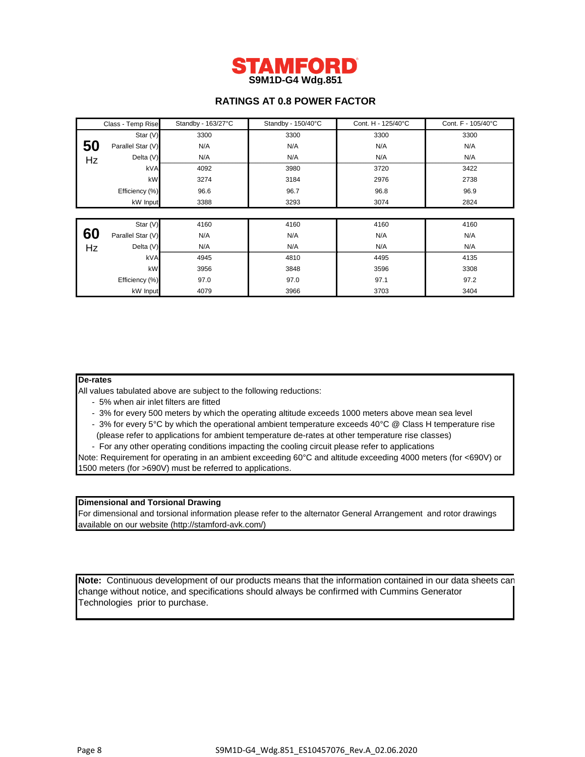# STAMFORD

**S9M1D-G4 Wdg.851**

## RATINGS AT 0.8 POWER FACTOR

| | Class - Temp Rise | Standby - 163/27°C | Standby - 150/40°C | Cont. H - 125/40°C | Cont. F - 105/40°C |
|---|---|---|---|---|---|
| **50 Hz** | Star (V) | 3300 | 3300 | 3300 | 3300 |
| | Parallel Star (V) | N/A | N/A | N/A | N/A |
| | Delta (V) | N/A | N/A | N/A | N/A |
| | kVA | 4092 | 3980 | 3720 | 3422 |
| | kW | 3274 | 3184 | 2976 | 2738 |
| | Efficiency (%) | 96.6 | 96.7 | 96.8 | 96.9 |
| | kW Input | 3388 | 3293 | 3074 | 2824 |

| | | Standby - 163/27°C | Standby - 150/40°C | Cont. H - 125/40°C | Cont. F - 105/40°C |
|---|---|---|---|---|---|
| **60 Hz** | Star (V) | 4160 | 4160 | 4160 | 4160 |
| | Parallel Star (V) | N/A | N/A | N/A | N/A |
| | Delta (V) | N/A | N/A | N/A | N/A |
| | kVA | 4945 | 4810 | 4495 | 4135 |
| | kW | 3956 | 3848 | 3596 | 3308 |
| | Efficiency (%) | 97.0 | 97.0 | 97.1 | 97.2 |
| | kW Input | 4079 | 3966 | 3703 | 3404 |

**De-rates**

All values tabulated above are subject to the following reductions:

- 5% when air inlet filters are fitted
- 3% for every 500 meters by which the operating altitude exceeds 1000 meters above mean sea level
- 3% for every 5°C by which the operational ambient temperature exceeds 40°C @ Class H temperature rise (please refer to applications for ambient temperature de-rates at other temperature rise classes)
- For any other operating conditions impacting the cooling circuit please refer to applications

Note: Requirement for operating in an ambient exceeding 60°C and altitude exceeding 4000 meters (for <690V) or 1500 meters (for >690V) must be referred to applications.

**Dimensional and Torsional Drawing**

For dimensional and torsional information please refer to the alternator General Arrangement and rotor drawings available on our website (http://stamford-avk.com/)

**Note:** Continuous development of our products means that the information contained in our data sheets can change without notice, and specifications should always be confirmed with Cummins Generator Technologies prior to purchase.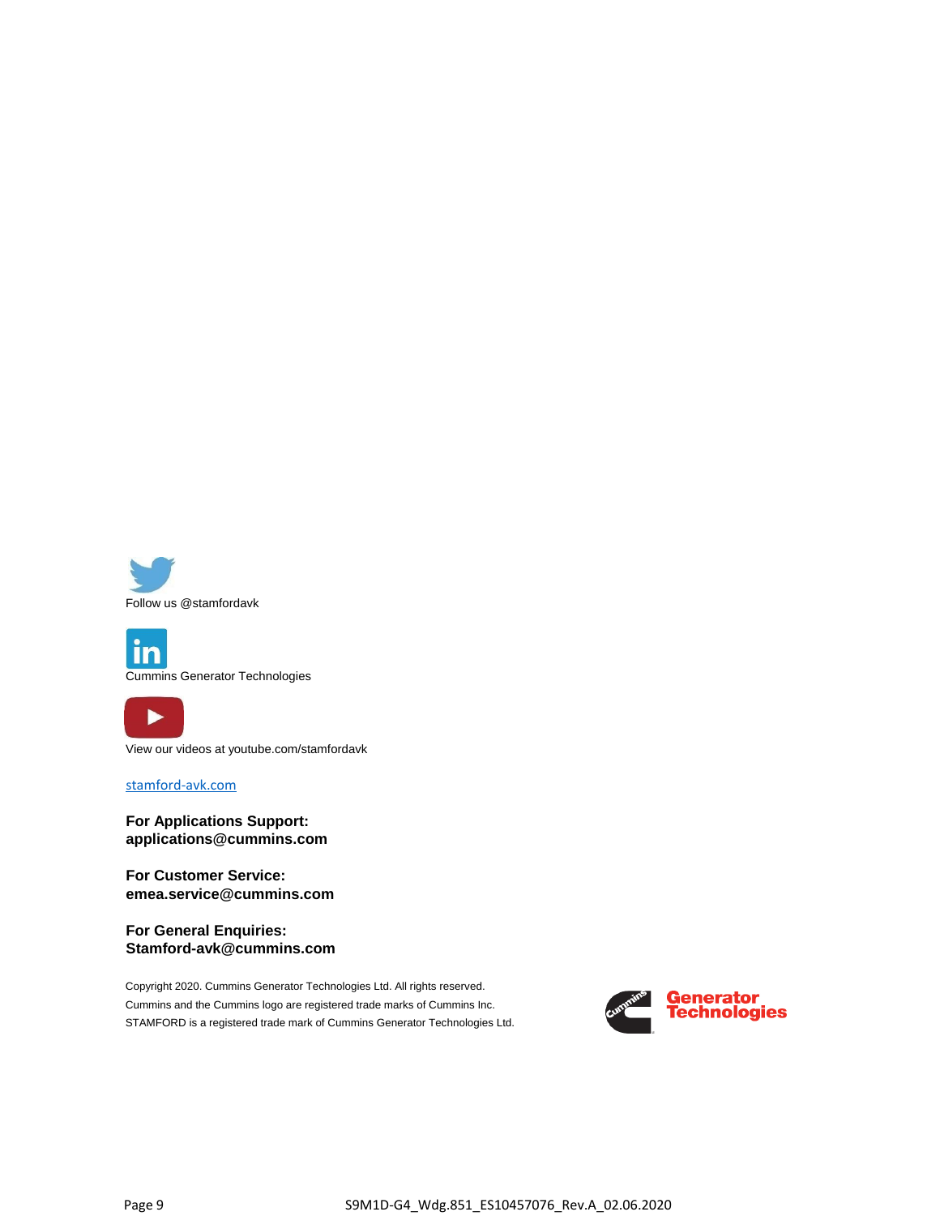Follow us @stamfordavk

Cummins Generator Technologies

View our videos at youtube.com/stamfordavk

stamford-avk.com

**For Applications Support:**
**applications@cummins.com**

**For Customer Service:**
**emea.service@cummins.com**

**For General Enquiries:**
**Stamford-avk@cummins.com**

Copyright 2020. Cummins Generator Technologies Ltd. All rights reserved.
Cummins and the Cummins logo are registered trade marks of Cummins Inc.
STAMFORD is a registered trade mark of Cummins Generator Technologies Ltd.

Generator Technologies